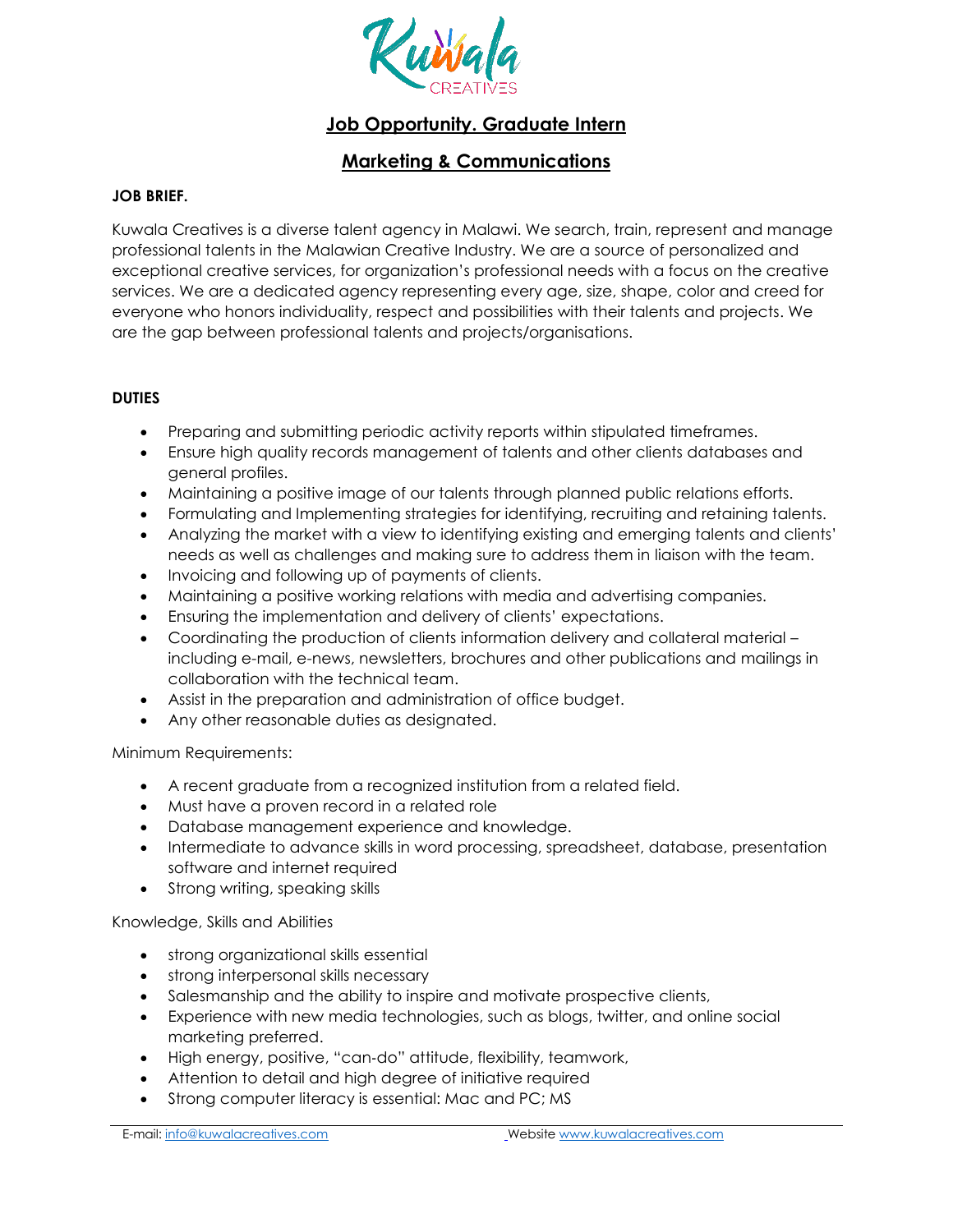# Job Opportunity. Graduate Intern

## Marketing & Communications

**JOB BRIEF.**

Kuwala Creatives is a diverse talent agency in Malawi. We search, train, represent and manage professional talents in the Malawian Creative Industry. We are a source of personalized and exceptional creative services, for organization's professional needs with a focus on the creative services. We are a dedicated agency representing every age, size, shape, color and creed for everyone who honors individuality, respect and possibilities with their talents and projects. We are the gap between professional talents and projects/organisations.

**DUTIES**

- Preparing and submitting periodic activity reports within stipulated timeframes.
- Ensure high quality records management of talents and other clients databases and general profiles.
- Maintaining a positive image of our talents through planned public relations efforts.
- Formulating and Implementing strategies for identifying, recruiting and retaining talents.
- Analyzing the market with a view to identifying existing and emerging talents and clients' needs as well as challenges and making sure to address them in liaison with the team.
- Invoicing and following up of payments of clients.
- Maintaining a positive working relations with media and advertising companies.
- Ensuring the implementation and delivery of clients' expectations.
- Coordinating the production of clients information delivery and collateral material – including e-mail, e-news, newsletters, brochures and other publications and mailings in collaboration with the technical team.
- Assist in the preparation and administration of office budget.
- Any other reasonable duties as designated.

Minimum Requirements:

- A recent graduate from a recognized institution from a related field.
- Must have a proven record in a related role
- Database management experience and knowledge.
- Intermediate to advance skills in word processing, spreadsheet, database, presentation software and internet required
- Strong writing, speaking skills

Knowledge, Skills and Abilities

- strong organizational skills essential
- strong interpersonal skills necessary
- Salesmanship and the ability to inspire and motivate prospective clients,
- Experience with new media technologies, such as blogs, twitter, and online social marketing preferred.
- High energy, positive, "can-do" attitude, flexibility, teamwork,
- Attention to detail and high degree of initiative required
- Strong computer literacy is essential: Mac and PC; MS

E-mail: info@kuwalacreatives.com Website www.kuwalacreatives.com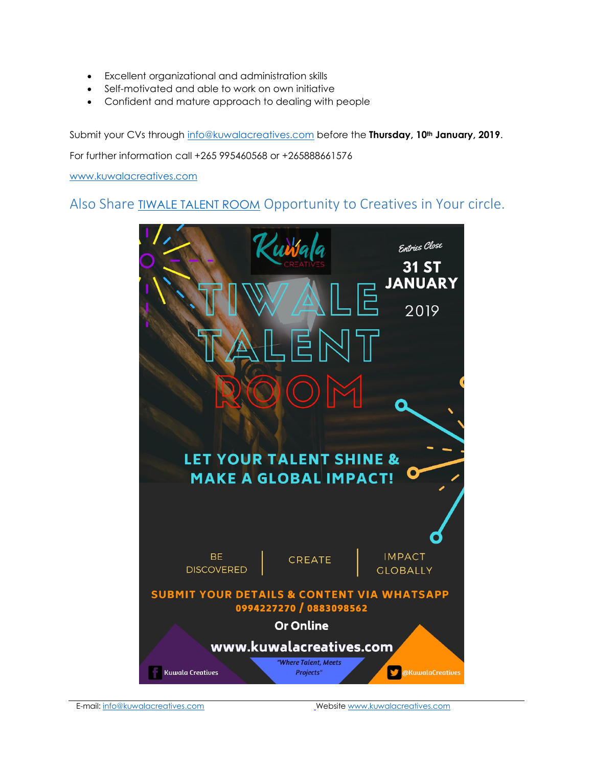- Excellent organizational and administration skills
- Self-motivated and able to work on own initiative
- Confident and mature approach to dealing with people

Submit your CVs through info@kuwalacreatives.com before the **Thursday, 10th January, 2019**.

For further information call +265 995460568 or +265888661576

www.kuwalacreatives.com

## Also Share TIWALE TALENT ROOM Opportunity to Creatives in Your circle.

Kuwala CREATIVES

Entries Close

31 ST JANUARY 2019

TIWALE TALENT ROOM

LET YOUR TALENT SHINE & MAKE A GLOBAL IMPACT!

BE DISCOVERED | CREATE | IMPACT GLOBALLY

SUBMIT YOUR DETAILS & CONTENT VIA WHATSAPP 0994227270 / 0883098562

Or Online

www.kuwalacreatives.com

Kuwala Creatives

"Where Talent, Meets Projects"

@KuwalaCreatives